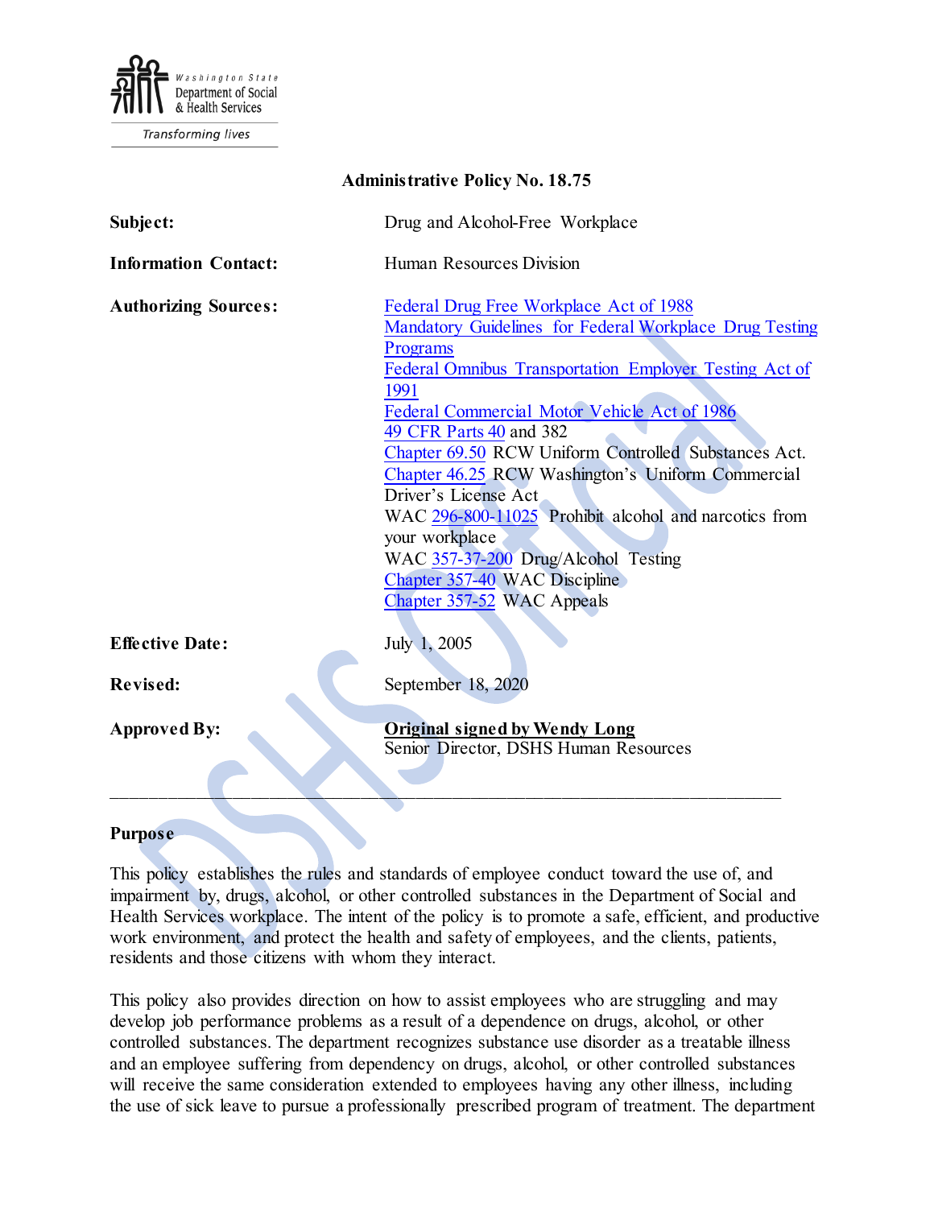Washington State Department of Social & Health Services

Transforming lives

**Administrative Policy No. 18.75**

| | |
|---|---|
| **Subject:** | Drug and Alcohol-Free Workplace |
| **Information Contact:** | Human Resources Division |
| **Authorizing Sources:** | Federal Drug Free Workplace Act of 1988<br>Mandatory Guidelines for Federal Workplace Drug Testing Programs<br>Federal Omnibus Transportation Employer Testing Act of 1991<br>Federal Commercial Motor Vehicle Act of 1986<br>49 CFR Parts 40 and 382<br>Chapter 69.50 RCW Uniform Controlled Substances Act.<br>Chapter 46.25 RCW Washington's Uniform Commercial Driver's License Act<br>WAC 296-800-11025 Prohibit alcohol and narcotics from your workplace<br>WAC 357-37-200 Drug/Alcohol Testing<br>Chapter 357-40 WAC Discipline<br>Chapter 357-52 WAC Appeals |
| **Effective Date:** | July 1, 2005 |
| **Revised:** | September 18, 2020 |
| **Approved By:** | **Original signed by Wendy Long**<br>Senior Director, DSHS Human Resources |

---

## Purpose

This policy establishes the rules and standards of employee conduct toward the use of, and impairment by, drugs, alcohol, or other controlled substances in the Department of Social and Health Services workplace. The intent of the policy is to promote a safe, efficient, and productive work environment, and protect the health and safety of employees, and the clients, patients, residents and those citizens with whom they interact.

This policy also provides direction on how to assist employees who are struggling and may develop job performance problems as a result of a dependence on drugs, alcohol, or other controlled substances. The department recognizes substance use disorder as a treatable illness and an employee suffering from dependency on drugs, alcohol, or other controlled substances will receive the same consideration extended to employees having any other illness, including the use of sick leave to pursue a professionally prescribed program of treatment. The department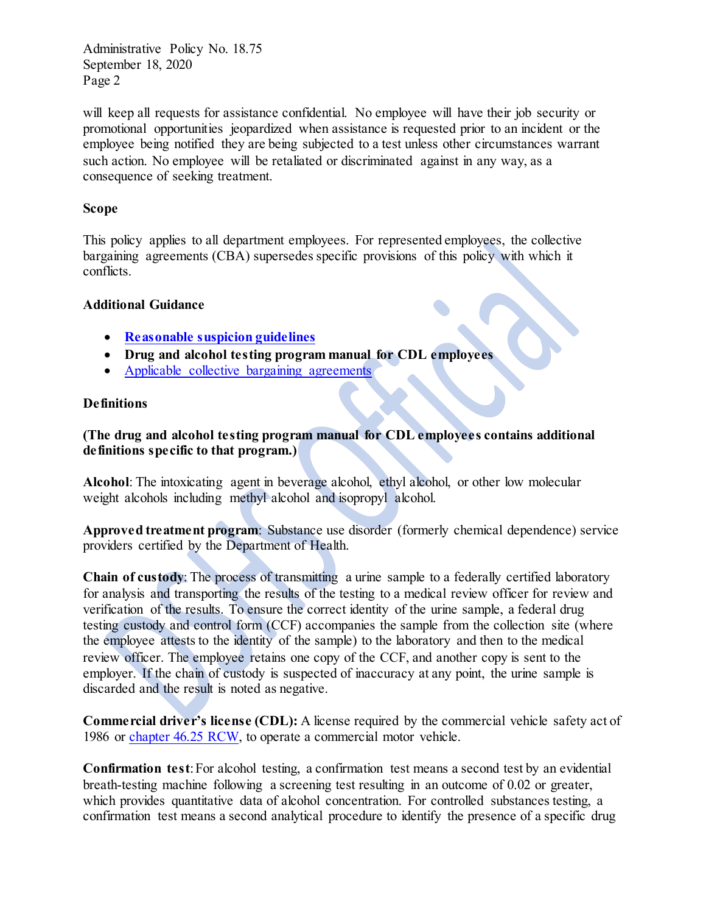will keep all requests for assistance confidential. No employee will have their job security or promotional opportunities jeopardized when assistance is requested prior to an incident or the employee being notified they are being subjected to a test unless other circumstances warrant such action. No employee will be retaliated or discriminated against in any way, as a consequence of seeking treatment.

## Scope

This policy applies to all department employees. For represented employees, the collective bargaining agreements (CBA) supersedes specific provisions of this policy with which it conflicts.

## Additional Guidance

- **Reasonable suspicion guidelines**
- **Drug and alcohol testing program manual for CDL employees**
- Applicable collective bargaining agreements

## Definitions

**(The drug and alcohol testing program manual for CDL employees contains additional definitions specific to that program.)**

**Alcohol**: The intoxicating agent in beverage alcohol, ethyl alcohol, or other low molecular weight alcohols including methyl alcohol and isopropyl alcohol.

**Approved treatment program**: Substance use disorder (formerly chemical dependence) service providers certified by the Department of Health.

**Chain of custody**: The process of transmitting a urine sample to a federally certified laboratory for analysis and transporting the results of the testing to a medical review officer for review and verification of the results. To ensure the correct identity of the urine sample, a federal drug testing custody and control form (CCF) accompanies the sample from the collection site (where the employee attests to the identity of the sample) to the laboratory and then to the medical review officer. The employee retains one copy of the CCF, and another copy is sent to the employer. If the chain of custody is suspected of inaccuracy at any point, the urine sample is discarded and the result is noted as negative.

**Commercial driver's license (CDL):** A license required by the commercial vehicle safety act of 1986 or chapter 46.25 RCW, to operate a commercial motor vehicle.

**Confirmation test**: For alcohol testing, a confirmation test means a second test by an evidential breath-testing machine following a screening test resulting in an outcome of 0.02 or greater, which provides quantitative data of alcohol concentration. For controlled substances testing, a confirmation test means a second analytical procedure to identify the presence of a specific drug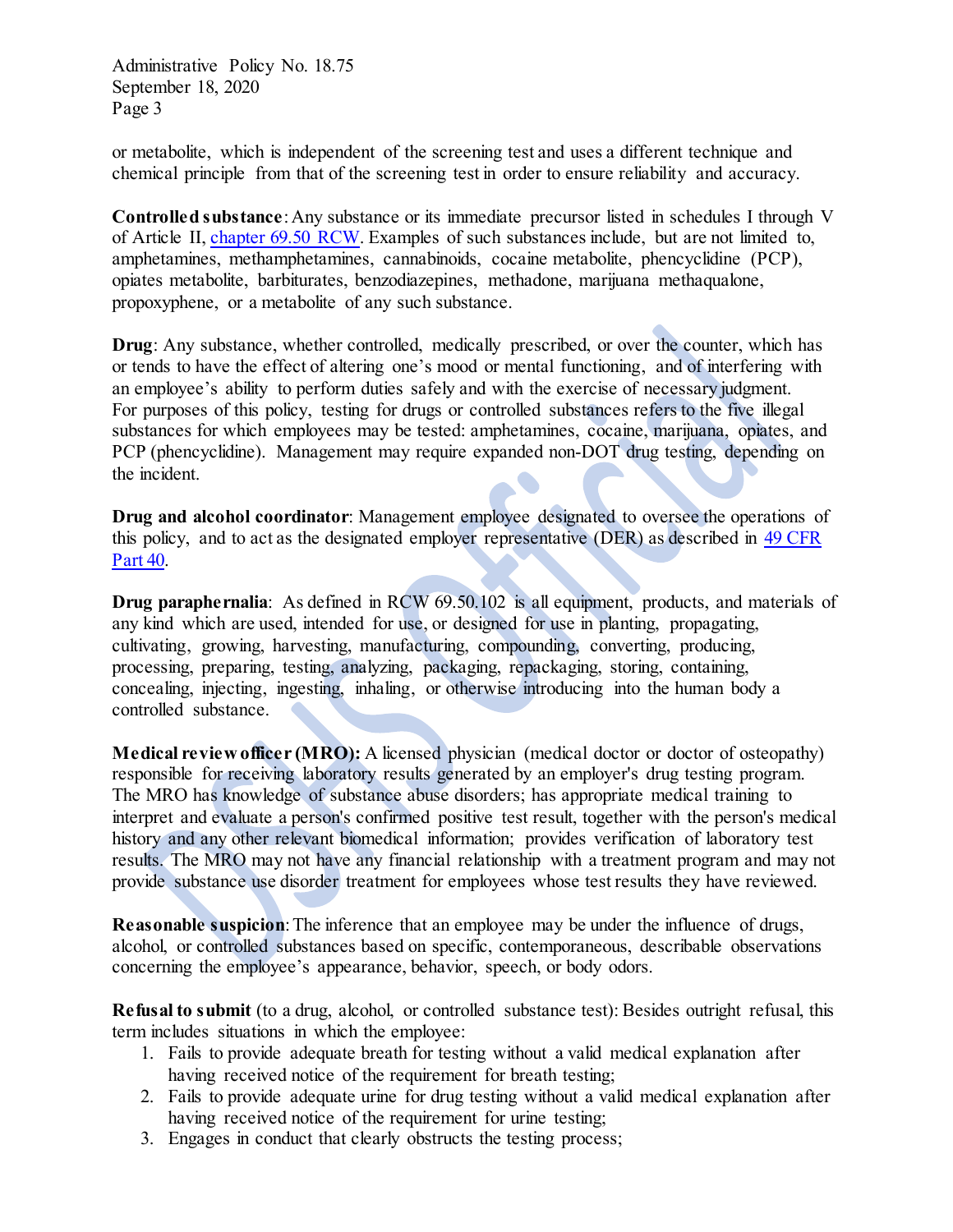or metabolite, which is independent of the screening test and uses a different technique and chemical principle from that of the screening test in order to ensure reliability and accuracy.

**Controlled substance**: Any substance or its immediate precursor listed in schedules I through V of Article II, chapter 69.50 RCW. Examples of such substances include, but are not limited to, amphetamines, methamphetamines, cannabinoids, cocaine metabolite, phencyclidine (PCP), opiates metabolite, barbiturates, benzodiazepines, methadone, marijuana methaqualone, propoxyphene, or a metabolite of any such substance.

**Drug**: Any substance, whether controlled, medically prescribed, or over the counter, which has or tends to have the effect of altering one's mood or mental functioning, and of interfering with an employee's ability to perform duties safely and with the exercise of necessary judgment. For purposes of this policy, testing for drugs or controlled substances refers to the five illegal substances for which employees may be tested: amphetamines, cocaine, marijuana, opiates, and PCP (phencyclidine). Management may require expanded non-DOT drug testing, depending on the incident.

**Drug and alcohol coordinator**: Management employee designated to oversee the operations of this policy, and to act as the designated employer representative (DER) as described in 49 CFR Part 40.

**Drug paraphernalia**: As defined in RCW 69.50.102 is all equipment, products, and materials of any kind which are used, intended for use, or designed for use in planting, propagating, cultivating, growing, harvesting, manufacturing, compounding, converting, producing, processing, preparing, testing, analyzing, packaging, repackaging, storing, containing, concealing, injecting, ingesting, inhaling, or otherwise introducing into the human body a controlled substance.

**Medical review officer (MRO):** A licensed physician (medical doctor or doctor of osteopathy) responsible for receiving laboratory results generated by an employer's drug testing program. The MRO has knowledge of substance abuse disorders; has appropriate medical training to interpret and evaluate a person's confirmed positive test result, together with the person's medical history and any other relevant biomedical information; provides verification of laboratory test results. The MRO may not have any financial relationship with a treatment program and may not provide substance use disorder treatment for employees whose test results they have reviewed.

**Reasonable suspicion**: The inference that an employee may be under the influence of drugs, alcohol, or controlled substances based on specific, contemporaneous, describable observations concerning the employee's appearance, behavior, speech, or body odors.

**Refusal to submit** (to a drug, alcohol, or controlled substance test): Besides outright refusal, this term includes situations in which the employee:

1. Fails to provide adequate breath for testing without a valid medical explanation after having received notice of the requirement for breath testing;
2. Fails to provide adequate urine for drug testing without a valid medical explanation after having received notice of the requirement for urine testing;
3. Engages in conduct that clearly obstructs the testing process;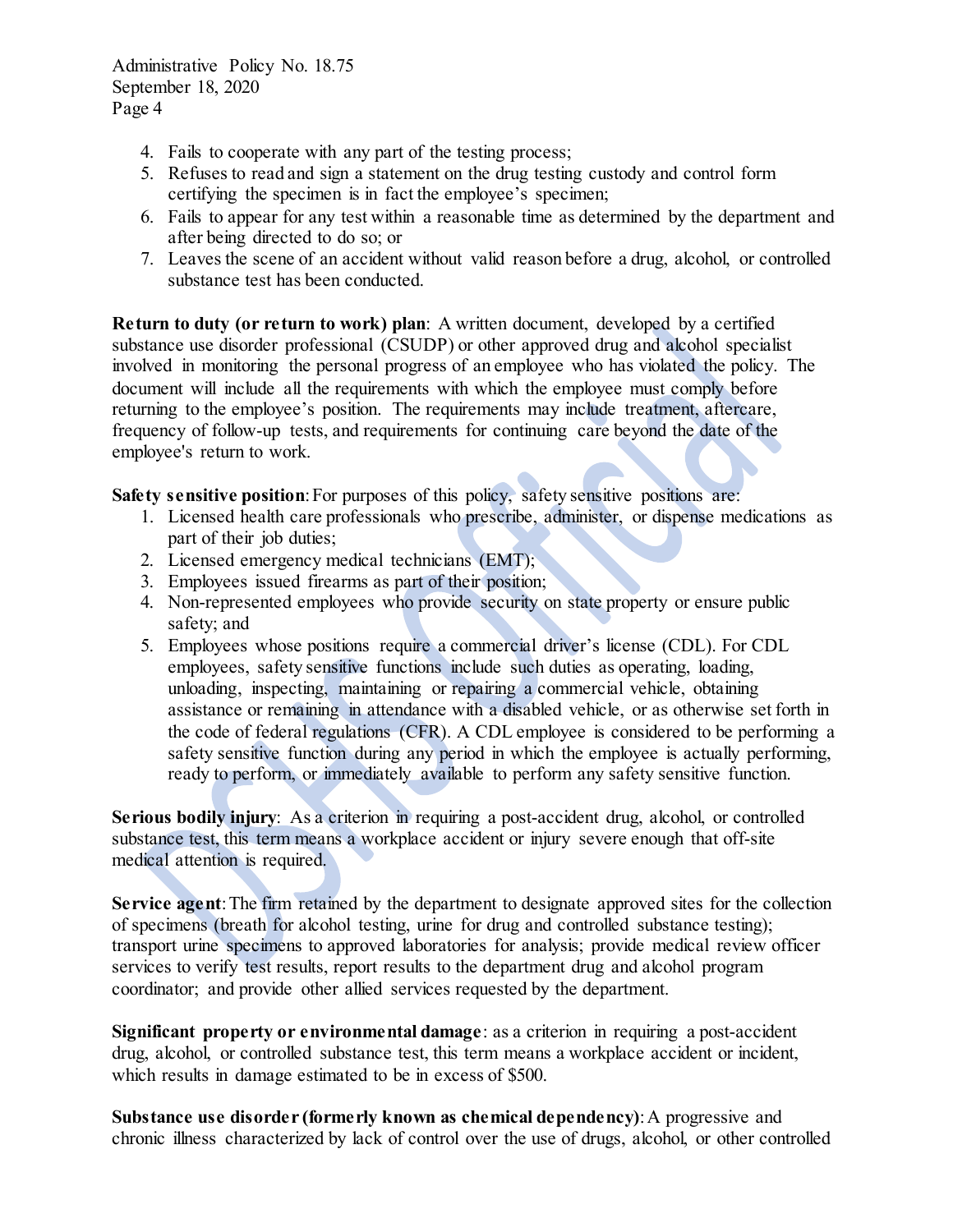4. Fails to cooperate with any part of the testing process;
5. Refuses to read and sign a statement on the drug testing custody and control form certifying the specimen is in fact the employee's specimen;
6. Fails to appear for any test within a reasonable time as determined by the department and after being directed to do so; or
7. Leaves the scene of an accident without valid reason before a drug, alcohol, or controlled substance test has been conducted.

**Return to duty (or return to work) plan**: A written document, developed by a certified substance use disorder professional (CSUDP) or other approved drug and alcohol specialist involved in monitoring the personal progress of an employee who has violated the policy. The document will include all the requirements with which the employee must comply before returning to the employee's position. The requirements may include treatment, aftercare, frequency of follow-up tests, and requirements for continuing care beyond the date of the employee's return to work.

**Safety sensitive position**: For purposes of this policy, safety sensitive positions are:

1. Licensed health care professionals who prescribe, administer, or dispense medications as part of their job duties;
2. Licensed emergency medical technicians (EMT);
3. Employees issued firearms as part of their position;
4. Non-represented employees who provide security on state property or ensure public safety; and
5. Employees whose positions require a commercial driver's license (CDL). For CDL employees, safety sensitive functions include such duties as operating, loading, unloading, inspecting, maintaining or repairing a commercial vehicle, obtaining assistance or remaining in attendance with a disabled vehicle, or as otherwise set forth in the code of federal regulations (CFR). A CDL employee is considered to be performing a safety sensitive function during any period in which the employee is actually performing, ready to perform, or immediately available to perform any safety sensitive function.

**Serious bodily injury**: As a criterion in requiring a post-accident drug, alcohol, or controlled substance test, this term means a workplace accident or injury severe enough that off-site medical attention is required.

**Service agent**: The firm retained by the department to designate approved sites for the collection of specimens (breath for alcohol testing, urine for drug and controlled substance testing); transport urine specimens to approved laboratories for analysis; provide medical review officer services to verify test results, report results to the department drug and alcohol program coordinator; and provide other allied services requested by the department.

**Significant property or environmental damage**: as a criterion in requiring a post-accident drug, alcohol, or controlled substance test, this term means a workplace accident or incident, which results in damage estimated to be in excess of $500.

**Substance use disorder (formerly known as chemical dependency)**: A progressive and chronic illness characterized by lack of control over the use of drugs, alcohol, or other controlled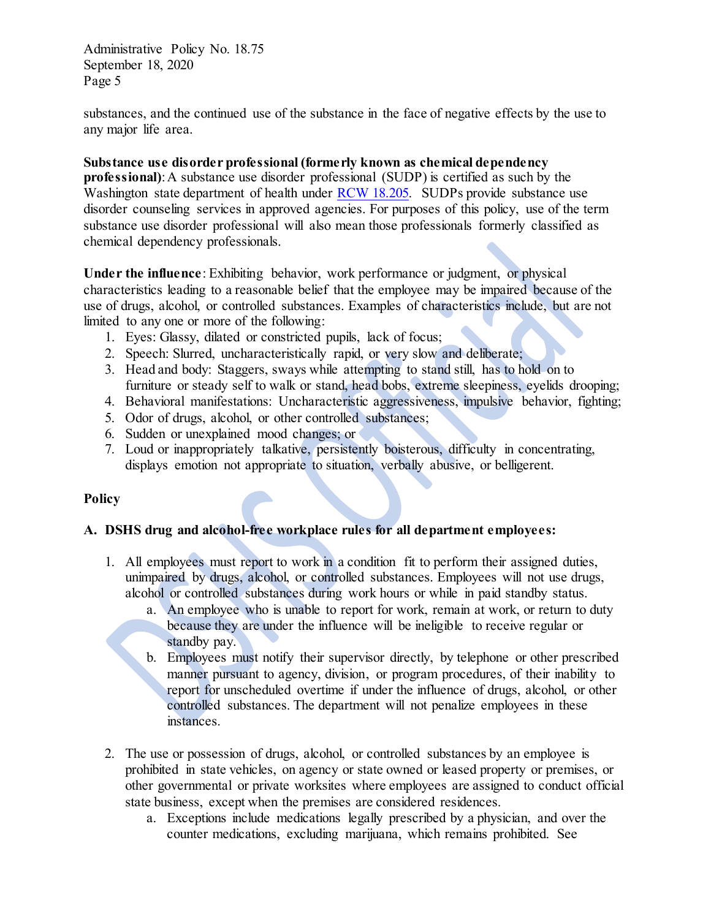substances, and the continued use of the substance in the face of negative effects by the use to any major life area.

**Substance use disorder professional (formerly known as chemical dependency professional)**: A substance use disorder professional (SUDP) is certified as such by the Washington state department of health under RCW 18.205. SUDPs provide substance use disorder counseling services in approved agencies. For purposes of this policy, use of the term substance use disorder professional will also mean those professionals formerly classified as chemical dependency professionals.

**Under the influence**: Exhibiting behavior, work performance or judgment, or physical characteristics leading to a reasonable belief that the employee may be impaired because of the use of drugs, alcohol, or controlled substances. Examples of characteristics include, but are not limited to any one or more of the following:

1. Eyes: Glassy, dilated or constricted pupils, lack of focus;
2. Speech: Slurred, uncharacteristically rapid, or very slow and deliberate;
3. Head and body: Staggers, sways while attempting to stand still, has to hold on to furniture or steady self to walk or stand, head bobs, extreme sleepiness, eyelids drooping;
4. Behavioral manifestations: Uncharacteristic aggressiveness, impulsive behavior, fighting;
5. Odor of drugs, alcohol, or other controlled substances;
6. Sudden or unexplained mood changes; or
7. Loud or inappropriately talkative, persistently boisterous, difficulty in concentrating, displays emotion not appropriate to situation, verbally abusive, or belligerent.

## Policy

### A. DSHS drug and alcohol-free workplace rules for all department employees:

1. All employees must report to work in a condition fit to perform their assigned duties, unimpaired by drugs, alcohol, or controlled substances. Employees will not use drugs, alcohol or controlled substances during work hours or while in paid standby status.
   a. An employee who is unable to report for work, remain at work, or return to duty because they are under the influence will be ineligible to receive regular or standby pay.
   b. Employees must notify their supervisor directly, by telephone or other prescribed manner pursuant to agency, division, or program procedures, of their inability to report for unscheduled overtime if under the influence of drugs, alcohol, or other controlled substances. The department will not penalize employees in these instances.

2. The use or possession of drugs, alcohol, or controlled substances by an employee is prohibited in state vehicles, on agency or state owned or leased property or premises, or other governmental or private worksites where employees are assigned to conduct official state business, except when the premises are considered residences.
   a. Exceptions include medications legally prescribed by a physician, and over the counter medications, excluding marijuana, which remains prohibited. See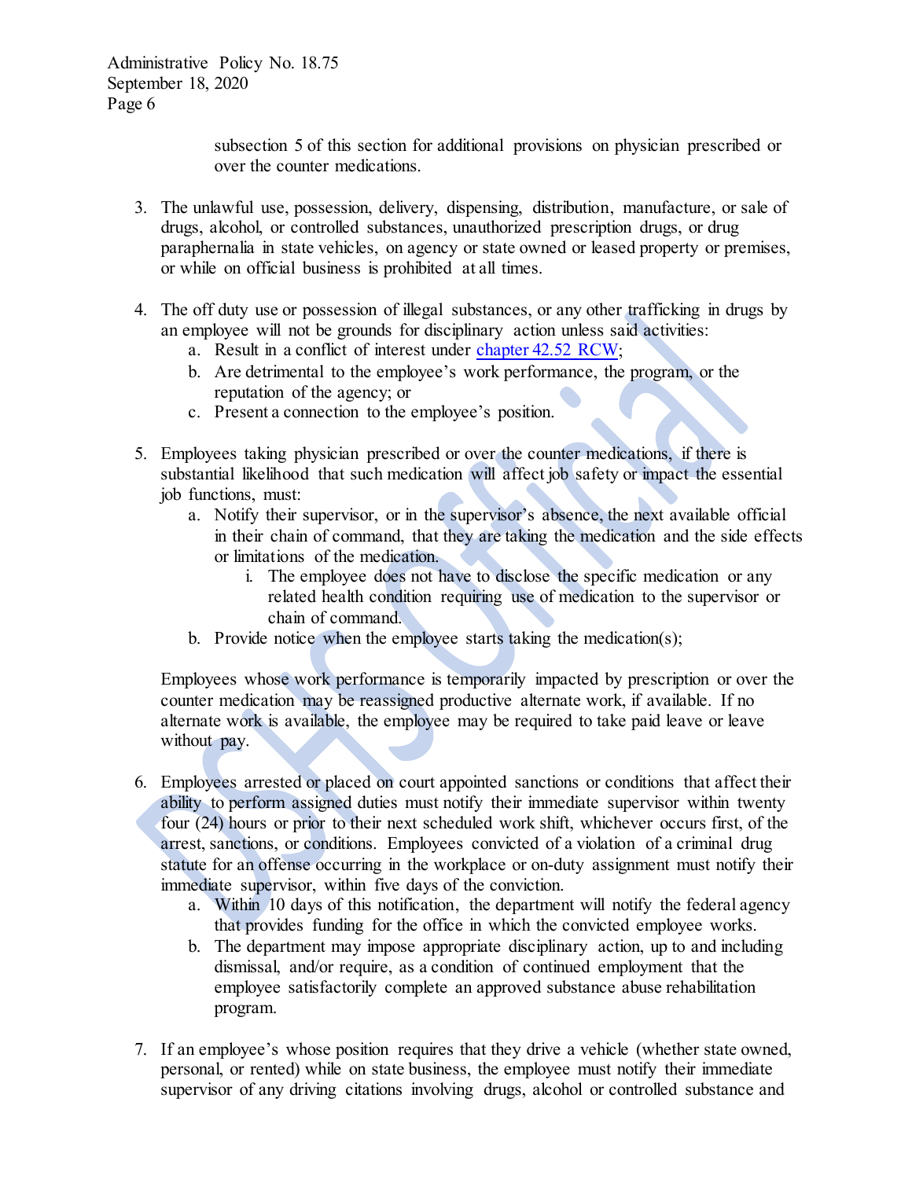subsection 5 of this section for additional provisions on physician prescribed or over the counter medications.

3. The unlawful use, possession, delivery, dispensing, distribution, manufacture, or sale of drugs, alcohol, or controlled substances, unauthorized prescription drugs, or drug paraphernalia in state vehicles, on agency or state owned or leased property or premises, or while on official business is prohibited at all times.

4. The off duty use or possession of illegal substances, or any other trafficking in drugs by an employee will not be grounds for disciplinary action unless said activities:
   a. Result in a conflict of interest under chapter 42.52 RCW;
   b. Are detrimental to the employee's work performance, the program, or the reputation of the agency; or
   c. Present a connection to the employee's position.

5. Employees taking physician prescribed or over the counter medications, if there is substantial likelihood that such medication will affect job safety or impact the essential job functions, must:
   a. Notify their supervisor, or in the supervisor's absence, the next available official in their chain of command, that they are taking the medication and the side effects or limitations of the medication.
      i. The employee does not have to disclose the specific medication or any related health condition requiring use of medication to the supervisor or chain of command.
   b. Provide notice when the employee starts taking the medication(s);

   Employees whose work performance is temporarily impacted by prescription or over the counter medication may be reassigned productive alternate work, if available. If no alternate work is available, the employee may be required to take paid leave or leave without pay.

6. Employees arrested or placed on court appointed sanctions or conditions that affect their ability to perform assigned duties must notify their immediate supervisor within twenty four (24) hours or prior to their next scheduled work shift, whichever occurs first, of the arrest, sanctions, or conditions. Employees convicted of a violation of a criminal drug statute for an offense occurring in the workplace or on-duty assignment must notify their immediate supervisor, within five days of the conviction.
   a. Within 10 days of this notification, the department will notify the federal agency that provides funding for the office in which the convicted employee works.
   b. The department may impose appropriate disciplinary action, up to and including dismissal, and/or require, as a condition of continued employment that the employee satisfactorily complete an approved substance abuse rehabilitation program.

7. If an employee's whose position requires that they drive a vehicle (whether state owned, personal, or rented) while on state business, the employee must notify their immediate supervisor of any driving citations involving drugs, alcohol or controlled substance and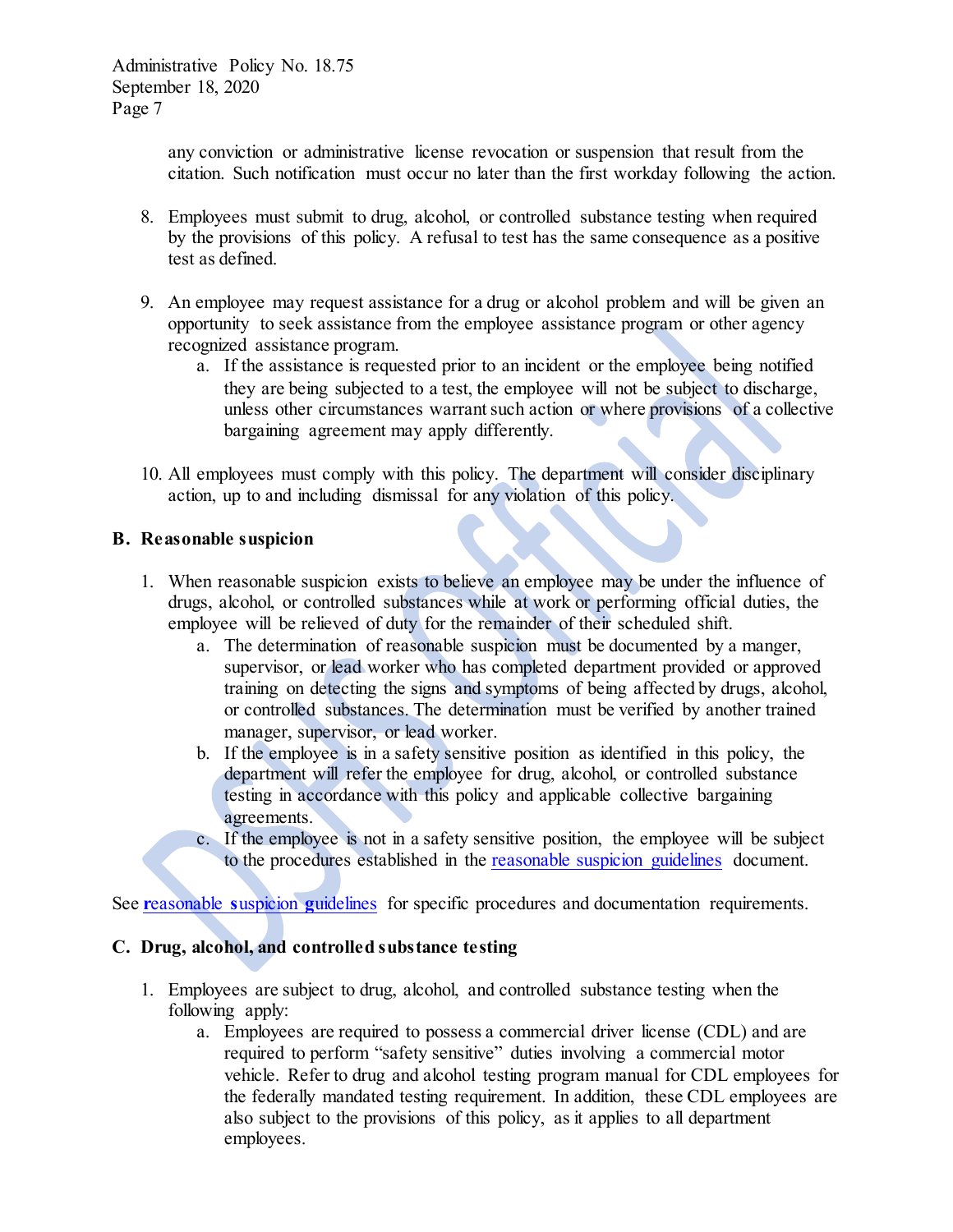any conviction or administrative license revocation or suspension that result from the citation. Such notification must occur no later than the first workday following the action.

8. Employees must submit to drug, alcohol, or controlled substance testing when required by the provisions of this policy. A refusal to test has the same consequence as a positive test as defined.

9. An employee may request assistance for a drug or alcohol problem and will be given an opportunity to seek assistance from the employee assistance program or other agency recognized assistance program.
   a. If the assistance is requested prior to an incident or the employee being notified they are being subjected to a test, the employee will not be subject to discharge, unless other circumstances warrant such action or where provisions of a collective bargaining agreement may apply differently.

10. All employees must comply with this policy. The department will consider disciplinary action, up to and including dismissal for any violation of this policy.

### B. Reasonable suspicion

1. When reasonable suspicion exists to believe an employee may be under the influence of drugs, alcohol, or controlled substances while at work or performing official duties, the employee will be relieved of duty for the remainder of their scheduled shift.
   a. The determination of reasonable suspicion must be documented by a manger, supervisor, or lead worker who has completed department provided or approved training on detecting the signs and symptoms of being affected by drugs, alcohol, or controlled substances. The determination must be verified by another trained manager, supervisor, or lead worker.
   b. If the employee is in a safety sensitive position as identified in this policy, the department will refer the employee for drug, alcohol, or controlled substance testing in accordance with this policy and applicable collective bargaining agreements.
   c. If the employee is not in a safety sensitive position, the employee will be subject to the procedures established in the reasonable suspicion guidelines document.

See **r**easonable **s**uspicion **g**uidelines for specific procedures and documentation requirements.

### C. Drug, alcohol, and controlled substance testing

1. Employees are subject to drug, alcohol, and controlled substance testing when the following apply:
   a. Employees are required to possess a commercial driver license (CDL) and are required to perform "safety sensitive" duties involving a commercial motor vehicle. Refer to drug and alcohol testing program manual for CDL employees for the federally mandated testing requirement. In addition, these CDL employees are also subject to the provisions of this policy, as it applies to all department employees.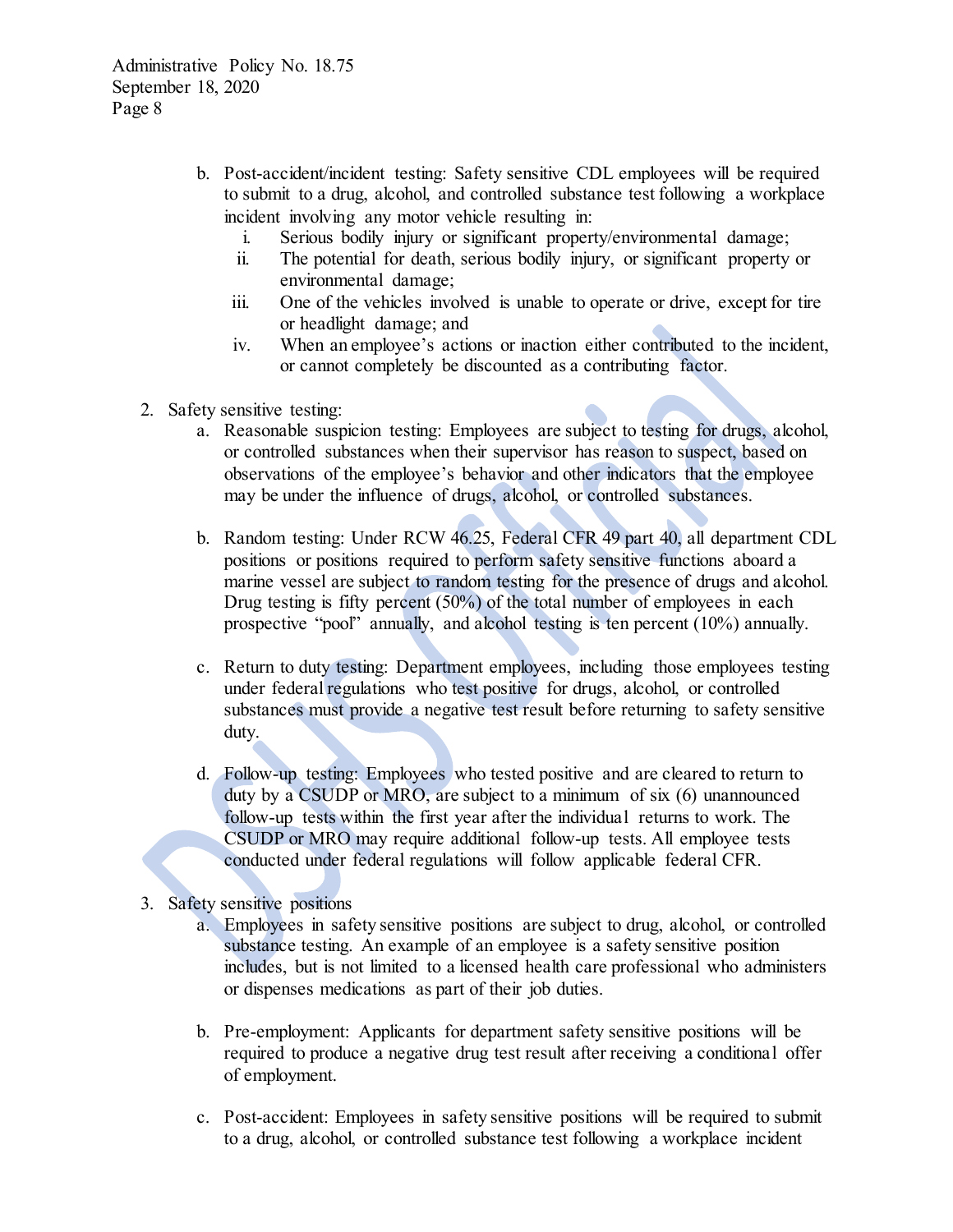b. Post-accident/incident testing: Safety sensitive CDL employees will be required to submit to a drug, alcohol, and controlled substance test following a workplace incident involving any motor vehicle resulting in:
      i. Serious bodily injury or significant property/environmental damage;
      ii. The potential for death, serious bodily injury, or significant property or environmental damage;
      iii. One of the vehicles involved is unable to operate or drive, except for tire or headlight damage; and
      iv. When an employee's actions or inaction either contributed to the incident, or cannot completely be discounted as a contributing factor.

2. Safety sensitive testing:
   a. Reasonable suspicion testing: Employees are subject to testing for drugs, alcohol, or controlled substances when their supervisor has reason to suspect, based on observations of the employee's behavior and other indicators that the employee may be under the influence of drugs, alcohol, or controlled substances.

   b. Random testing: Under RCW 46.25, Federal CFR 49 part 40, all department CDL positions or positions required to perform safety sensitive functions aboard a marine vessel are subject to random testing for the presence of drugs and alcohol. Drug testing is fifty percent (50%) of the total number of employees in each prospective "pool" annually, and alcohol testing is ten percent (10%) annually.

   c. Return to duty testing: Department employees, including those employees testing under federal regulations who test positive for drugs, alcohol, or controlled substances must provide a negative test result before returning to safety sensitive duty.

   d. Follow-up testing: Employees who tested positive and are cleared to return to duty by a CSUDP or MRO, are subject to a minimum of six (6) unannounced follow-up tests within the first year after the individual returns to work. The CSUDP or MRO may require additional follow-up tests. All employee tests conducted under federal regulations will follow applicable federal CFR.

3. Safety sensitive positions
   a. Employees in safety sensitive positions are subject to drug, alcohol, or controlled substance testing. An example of an employee is a safety sensitive position includes, but is not limited to a licensed health care professional who administers or dispenses medications as part of their job duties.

   b. Pre-employment: Applicants for department safety sensitive positions will be required to produce a negative drug test result after receiving a conditional offer of employment.

   c. Post-accident: Employees in safety sensitive positions will be required to submit to a drug, alcohol, or controlled substance test following a workplace incident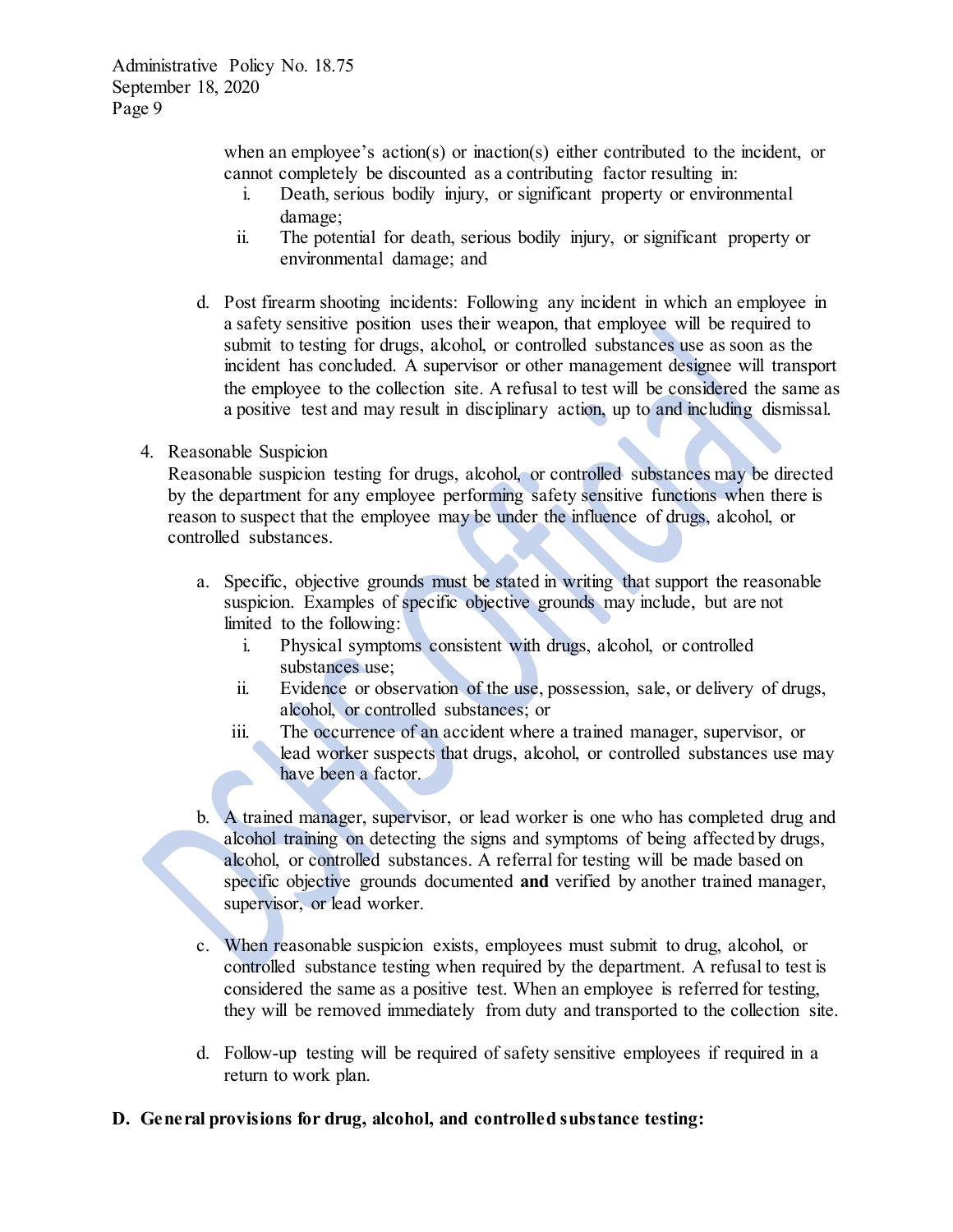when an employee's action(s) or inaction(s) either contributed to the incident, or cannot completely be discounted as a contributing factor resulting in:

   i. Death, serious bodily injury, or significant property or environmental damage;
   ii. The potential for death, serious bodily injury, or significant property or environmental damage; and

d. Post firearm shooting incidents: Following any incident in which an employee in a safety sensitive position uses their weapon, that employee will be required to submit to testing for drugs, alcohol, or controlled substances use as soon as the incident has concluded. A supervisor or other management designee will transport the employee to the collection site. A refusal to test will be considered the same as a positive test and may result in disciplinary action, up to and including dismissal.

4. Reasonable Suspicion
   Reasonable suspicion testing for drugs, alcohol, or controlled substances may be directed by the department for any employee performing safety sensitive functions when there is reason to suspect that the employee may be under the influence of drugs, alcohol, or controlled substances.

   a. Specific, objective grounds must be stated in writing that support the reasonable suspicion. Examples of specific objective grounds may include, but are not limited to the following:
      i. Physical symptoms consistent with drugs, alcohol, or controlled substances use;
      ii. Evidence or observation of the use, possession, sale, or delivery of drugs, alcohol, or controlled substances; or
      iii. The occurrence of an accident where a trained manager, supervisor, or lead worker suspects that drugs, alcohol, or controlled substances use may have been a factor.

   b. A trained manager, supervisor, or lead worker is one who has completed drug and alcohol training on detecting the signs and symptoms of being affected by drugs, alcohol, or controlled substances. A referral for testing will be made based on specific objective grounds documented **and** verified by another trained manager, supervisor, or lead worker.

   c. When reasonable suspicion exists, employees must submit to drug, alcohol, or controlled substance testing when required by the department. A refusal to test is considered the same as a positive test. When an employee is referred for testing, they will be removed immediately from duty and transported to the collection site.

   d. Follow-up testing will be required of safety sensitive employees if required in a return to work plan.

**D. General provisions for drug, alcohol, and controlled substance testing:**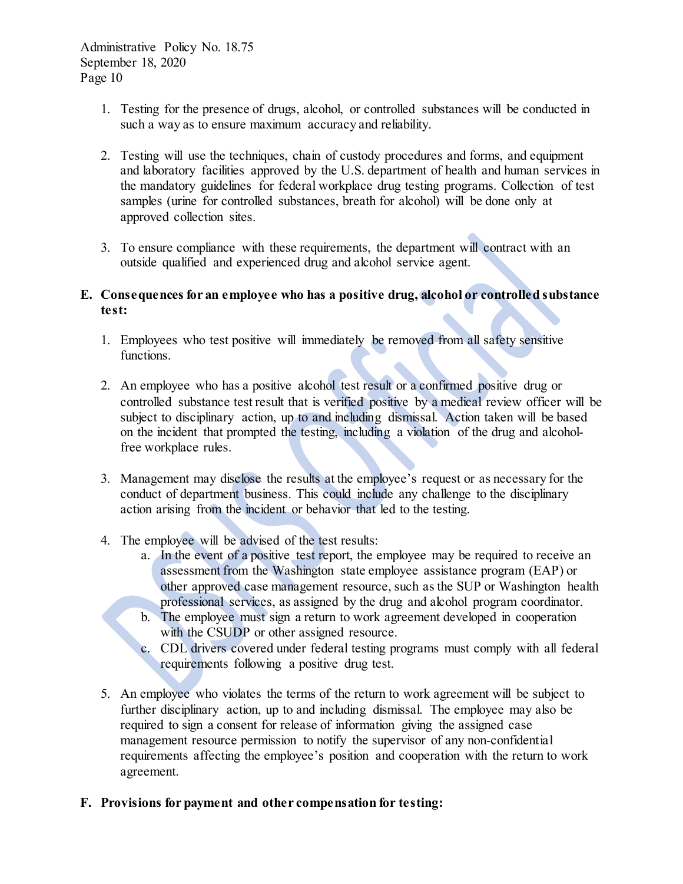1. Testing for the presence of drugs, alcohol, or controlled substances will be conducted in such a way as to ensure maximum accuracy and reliability.

2. Testing will use the techniques, chain of custody procedures and forms, and equipment and laboratory facilities approved by the U.S. department of health and human services in the mandatory guidelines for federal workplace drug testing programs. Collection of test samples (urine for controlled substances, breath for alcohol) will be done only at approved collection sites.

3. To ensure compliance with these requirements, the department will contract with an outside qualified and experienced drug and alcohol service agent.

**E. Consequences for an employee who has a positive drug, alcohol or controlled substance test:**

1. Employees who test positive will immediately be removed from all safety sensitive functions.

2. An employee who has a positive alcohol test result or a confirmed positive drug or controlled substance test result that is verified positive by a medical review officer will be subject to disciplinary action, up to and including dismissal. Action taken will be based on the incident that prompted the testing, including a violation of the drug and alcohol-free workplace rules.

3. Management may disclose the results at the employee's request or as necessary for the conduct of department business. This could include any challenge to the disciplinary action arising from the incident or behavior that led to the testing.

4. The employee will be advised of the test results:
   a. In the event of a positive test report, the employee may be required to receive an assessment from the Washington state employee assistance program (EAP) or other approved case management resource, such as the SUP or Washington health professional services, as assigned by the drug and alcohol program coordinator.
   b. The employee must sign a return to work agreement developed in cooperation with the CSUDP or other assigned resource.
   c. CDL drivers covered under federal testing programs must comply with all federal requirements following a positive drug test.

5. An employee who violates the terms of the return to work agreement will be subject to further disciplinary action, up to and including dismissal. The employee may also be required to sign a consent for release of information giving the assigned case management resource permission to notify the supervisor of any non-confidential requirements affecting the employee's position and cooperation with the return to work agreement.

**F. Provisions for payment and other compensation for testing:**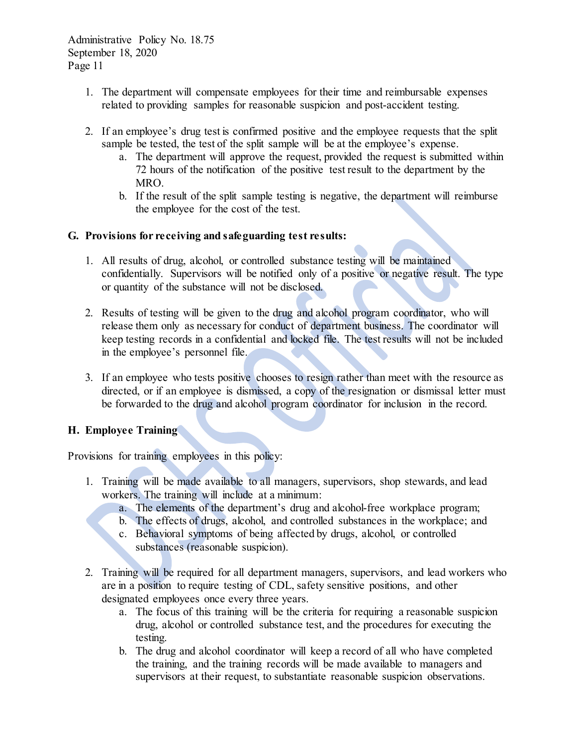1. The department will compensate employees for their time and reimbursable expenses related to providing samples for reasonable suspicion and post-accident testing.

2. If an employee's drug test is confirmed positive and the employee requests that the split sample be tested, the test of the split sample will be at the employee's expense.
   a. The department will approve the request, provided the request is submitted within 72 hours of the notification of the positive test result to the department by the MRO.
   b. If the result of the split sample testing is negative, the department will reimburse the employee for the cost of the test.

**G. Provisions for receiving and safeguarding test results:**

1. All results of drug, alcohol, or controlled substance testing will be maintained confidentially. Supervisors will be notified only of a positive or negative result. The type or quantity of the substance will not be disclosed.

2. Results of testing will be given to the drug and alcohol program coordinator, who will release them only as necessary for conduct of department business. The coordinator will keep testing records in a confidential and locked file. The test results will not be included in the employee's personnel file.

3. If an employee who tests positive chooses to resign rather than meet with the resource as directed, or if an employee is dismissed, a copy of the resignation or dismissal letter must be forwarded to the drug and alcohol program coordinator for inclusion in the record.

**H. Employee Training**

Provisions for training employees in this policy:

1. Training will be made available to all managers, supervisors, shop stewards, and lead workers. The training will include at a minimum:
   a. The elements of the department's drug and alcohol-free workplace program;
   b. The effects of drugs, alcohol, and controlled substances in the workplace; and
   c. Behavioral symptoms of being affected by drugs, alcohol, or controlled substances (reasonable suspicion).

2. Training will be required for all department managers, supervisors, and lead workers who are in a position to require testing of CDL, safety sensitive positions, and other designated employees once every three years.
   a. The focus of this training will be the criteria for requiring a reasonable suspicion drug, alcohol or controlled substance test, and the procedures for executing the testing.
   b. The drug and alcohol coordinator will keep a record of all who have completed the training, and the training records will be made available to managers and supervisors at their request, to substantiate reasonable suspicion observations.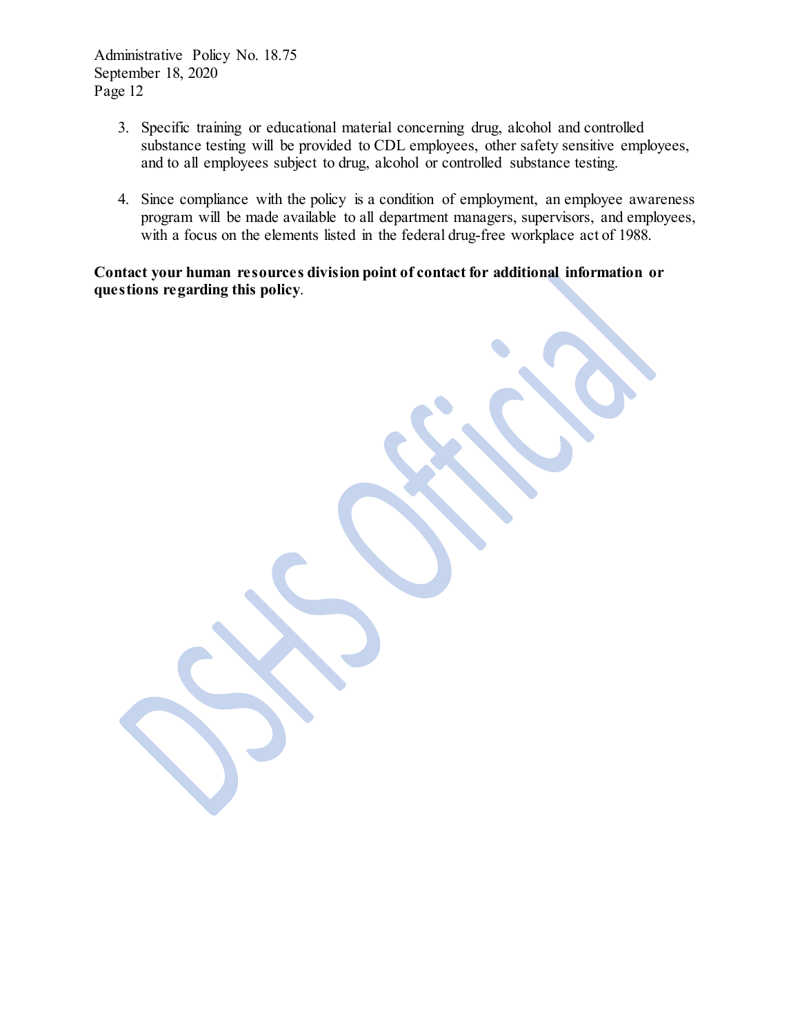3. Specific training or educational material concerning drug, alcohol and controlled substance testing will be provided to CDL employees, other safety sensitive employees, and to all employees subject to drug, alcohol or controlled substance testing.

4. Since compliance with the policy is a condition of employment, an employee awareness program will be made available to all department managers, supervisors, and employees, with a focus on the elements listed in the federal drug-free workplace act of 1988.

**Contact your human resources division point of contact for additional information or questions regarding this policy**.